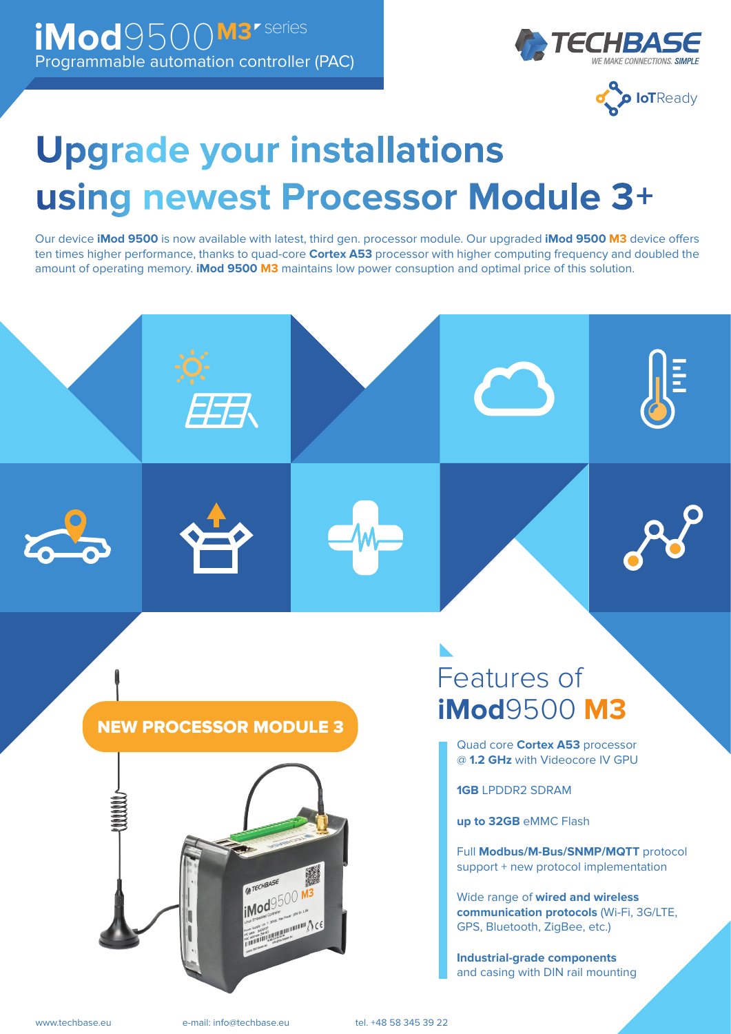# iMod9500 M3 series

Programmable automation controller (PAC)

TECHBASE — WE MAKE CONNECTIONS. SIMPLE

IoTReady

# Upgrade your installations using newest Processor Module 3+

Our device **iMod 9500** is now available with latest, third gen. processor module. Our upgraded **iMod 9500 M3** device offers ten times higher performance, thanks to quad-core **Cortex A53** processor with higher computing frequency and doubled the amount of operating memory. **iMod 9500 M3** maintains low power consuption and optimal price of this solution.

**NEW PROCESSOR MODULE 3**

## Features of iMod9500 M3

- Quad core **Cortex A53** processor @ **1.2 GHz** with Videocore IV GPU
- **1GB** LPDDR2 SDRAM
- **up to 32GB** eMMC Flash
- Full **Modbus/M-Bus/SNMP/MQTT** protocol support + new protocol implementation
- Wide range of **wired and wireless communication protocols** (Wi-Fi, 3G/LTE, GPS, Bluetooth, ZigBee, etc.)
- **Industrial-grade components** and casing with DIN rail mounting

www.techbase.eu e-mail: info@techbase.eu tel. +48 58 345 39 22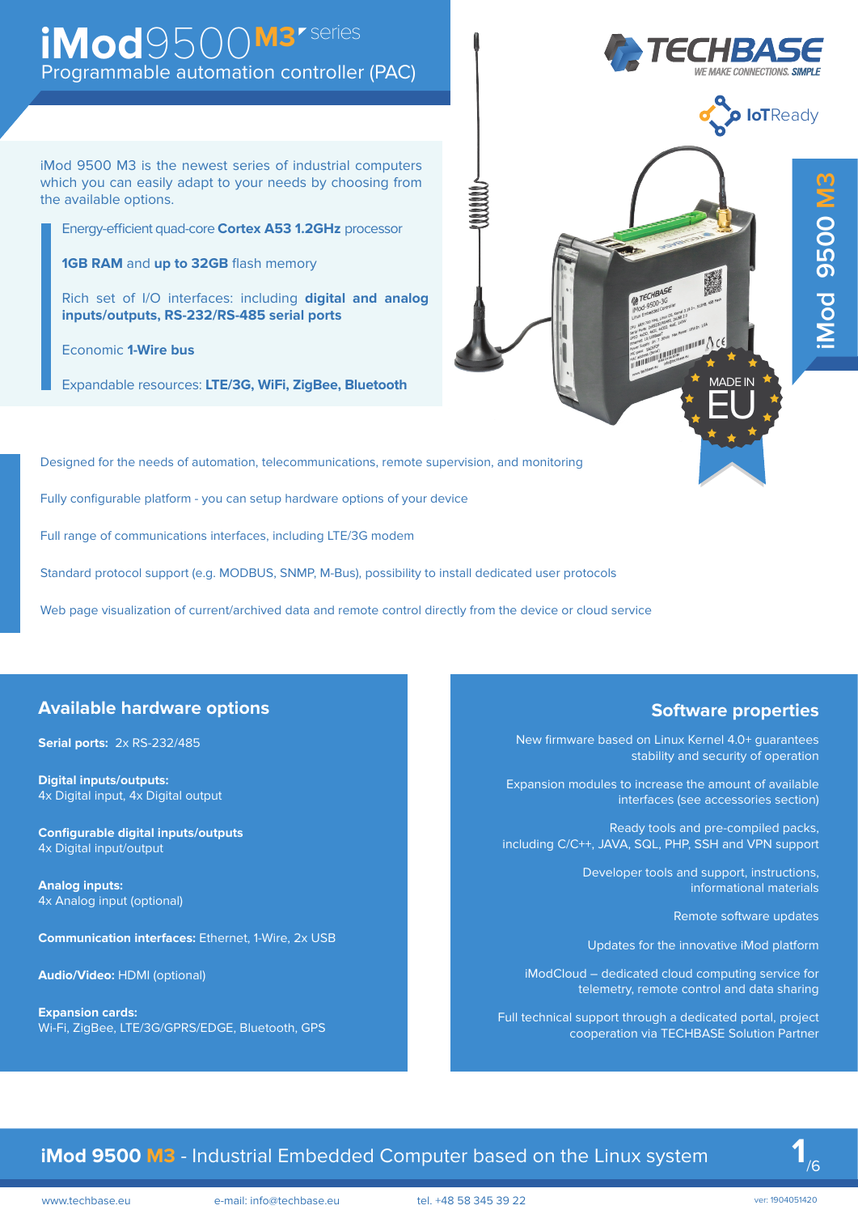# iMod9500 M3 series

## Programmable automation controller (PAC)

TECHBASE — WE MAKE CONNECTIONS. SIMPLE

IoTReady

iMod 9500 M3 is the newest series of industrial computers which you can easily adapt to your needs by choosing from the available options.

- Energy-efficient quad-core **Cortex A53 1.2GHz** processor
- **1GB RAM** and **up to 32GB** flash memory
- Rich set of I/O interfaces: including **digital and analog inputs/outputs, RS-232/RS-485 serial ports**
- Economic **1-Wire bus**
- Expandable resources: **LTE/3G, WiFi, ZigBee, Bluetooth**

MADE IN EU

Designed for the needs of automation, telecommunications, remote supervision, and monitoring

Fully configurable platform - you can setup hardware options of your device

Full range of communications interfaces, including LTE/3G modem

Standard protocol support (e.g. MODBUS, SNMP, M-Bus), possibility to install dedicated user protocols

Web page visualization of current/archived data and remote control directly from the device or cloud service

## Available hardware options

**Serial ports:** 2x RS-232/485

**Digital inputs/outputs:**
4x Digital input, 4x Digital output

**Configurable digital inputs/outputs**
4x Digital input/output

**Analog inputs:**
4x Analog input (optional)

**Communication interfaces:** Ethernet, 1-Wire, 2x USB

**Audio/Video:** HDMI (optional)

**Expansion cards:**
Wi-Fi, ZigBee, LTE/3G/GPRS/EDGE, Bluetooth, GPS

## Software properties

New firmware based on Linux Kernel 4.0+ guarantees stability and security of operation

Expansion modules to increase the amount of available interfaces (see accessories section)

Ready tools and pre-compiled packs, including C/C++, JAVA, SQL, PHP, SSH and VPN support

Developer tools and support, instructions, informational materials

Remote software updates

Updates for the innovative iMod platform

iModCloud – dedicated cloud computing service for telemetry, remote control and data sharing

Full technical support through a dedicated portal, project cooperation via TECHBASE Solution Partner

**iMod 9500 M3** - Industrial Embedded Computer based on the Linux system

www.techbase.eu e-mail: info@techbase.eu tel. +48 58 345 39 22 ver: 1904051420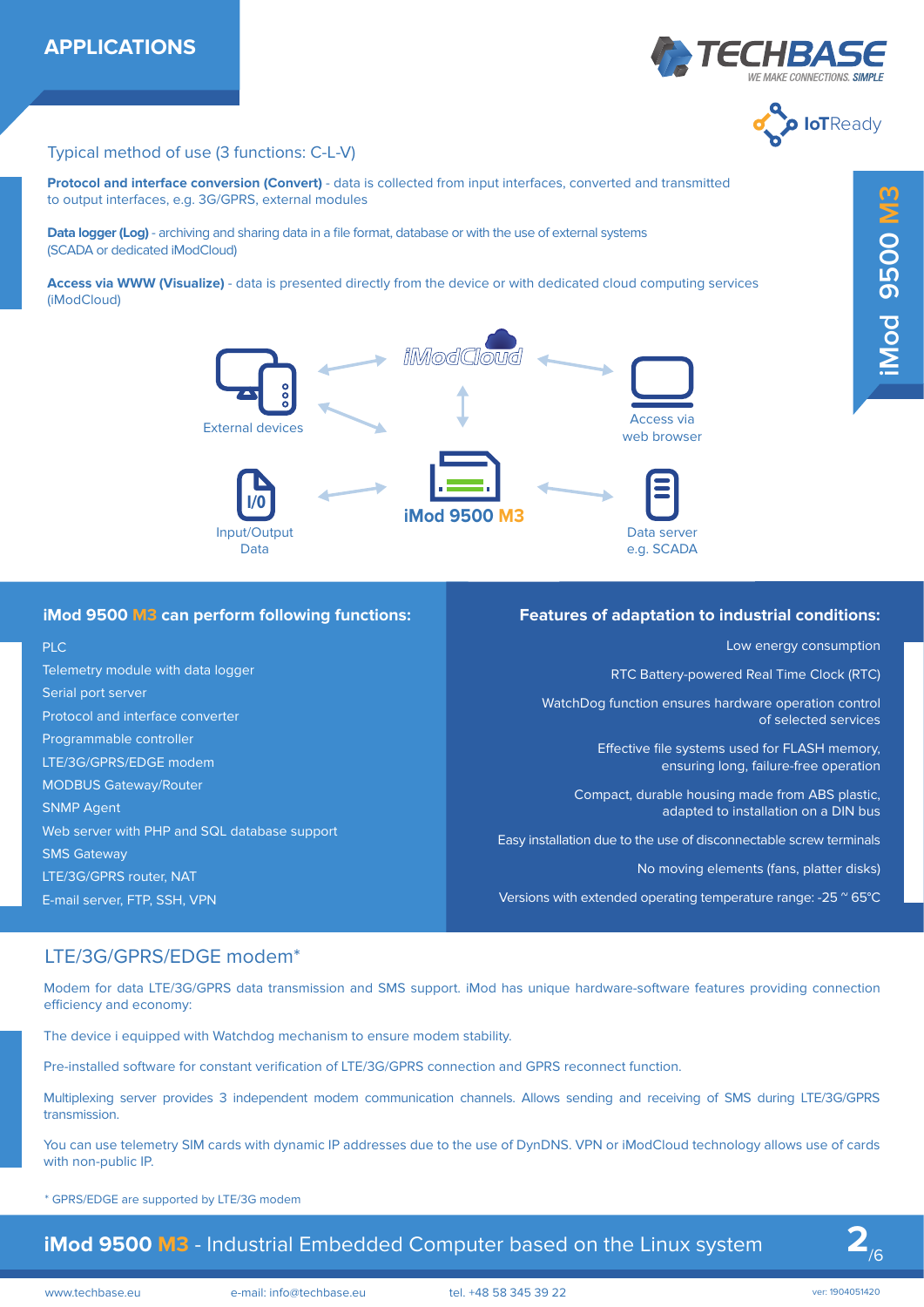# APPLICATIONS

## Typical method of use (3 functions: C-L-V)

**Protocol and interface conversion (Convert)** - data is collected from input interfaces, converted and transmitted to output interfaces, e.g. 3G/GPRS, external modules

**Data logger (Log)** - archiving and sharing data in a file format, database or with the use of external systems (SCADA or dedicated iModCloud)

**Access via WWW (Visualize)** - data is presented directly from the device or with dedicated cloud computing services (iModCloud)

External devices

iModCloud

Access via web browser

Input/Output Data

iMod 9500 M3

Data server e.g. SCADA

### iMod 9500 M3 can perform following functions:

- PLC
- Telemetry module with data logger
- Serial port server
- Protocol and interface converter
- Programmable controller
- LTE/3G/GPRS/EDGE modem
- MODBUS Gateway/Router
- SNMP Agent
- Web server with PHP and SQL database support
- SMS Gateway
- LTE/3G/GPRS router, NAT
- E-mail server, FTP, SSH, VPN

### Features of adaptation to industrial conditions:

- Low energy consumption
- RTC Battery-powered Real Time Clock (RTC)
- WatchDog function ensures hardware operation control of selected services
- Effective file systems used for FLASH memory, ensuring long, failure-free operation
- Compact, durable housing made from ABS plastic, adapted to installation on a DIN bus
- Easy installation due to the use of disconnectable screw terminals
- No moving elements (fans, platter disks)
- Versions with extended operating temperature range: -25 ~ 65°C

## LTE/3G/GPRS/EDGE modem*

Modem for data LTE/3G/GPRS data transmission and SMS support. iMod has unique hardware-software features providing connection efficiency and economy:

The device i equipped with Watchdog mechanism to ensure modem stability.

Pre-installed software for constant verification of LTE/3G/GPRS connection and GPRS reconnect function.

Multiplexing server provides 3 independent modem communication channels. Allows sending and receiving of SMS during LTE/3G/GPRS transmission.

You can use telemetry SIM cards with dynamic IP addresses due to the use of DynDNS. VPN or iModCLoud technology allows use of cards with non-public IP.

* GPRS/EDGE are supported by LTE/3G modem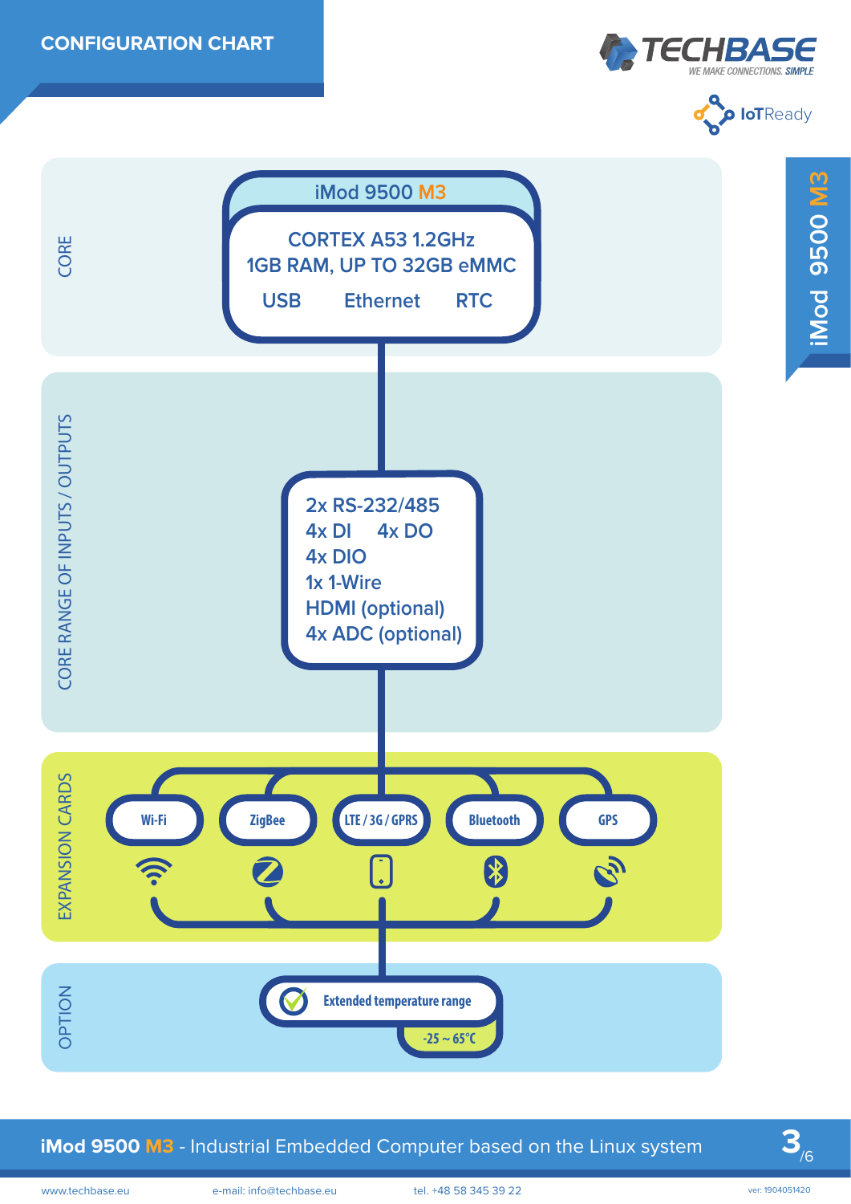# CONFIGURATION CHART

## CORE

**iMod 9500 M3**

CORTEX A53 1.2GHz
1GB RAM, UP TO 32GB eMMC
USB Ethernet RTC

## CORE RANGE OF INPUTS / OUTPUTS

- 2x RS-232/485
- 4x DI 4x DO
- 4x DIO
- 1x 1-Wire
- HDMI (optional)
- 4x ADC (optional)

## EXPANSION CARDS

- Wi-Fi
- ZigBee
- LTE / 3G / GPRS
- Bluetooth
- GPS

## OPTION

Extended temperature range
-25 ~ 65°C

**iMod 9500 M3** - Industrial Embedded Computer based on the Linux system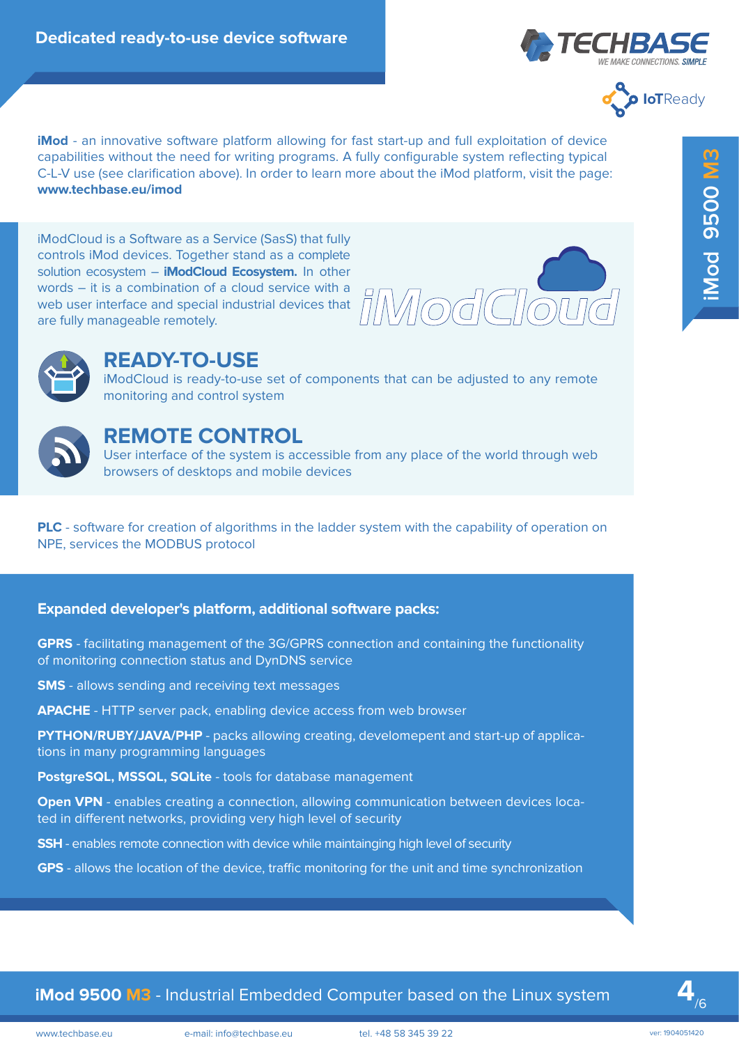## Dedicated ready-to-use device software

**iMod** - an innovative software platform allowing for fast start-up and full exploitation of device capabilities without the need for writing programs. A fully configurable system reflecting typical C-L-V use (see clarification above). In order to learn more about the iMod platform, visit the page: **www.techbase.eu/imod**

iModCloud is a Software as a Service (SasS) that fully controls iMod devices. Together stand as a complete solution ecosystem – **iModCloud Ecosystem.** In other words – it is a combination of a cloud service with a web user interface and special industrial devices that are fully manageable remotely.

### READY-TO-USE

iModCloud is ready-to-use set of components that can be adjusted to any remote monitoring and control system

### REMOTE CONTROL

User interface of the system is accessible from any place of the world through web browsers of desktops and mobile devices

**PLC** - software for creation of algorithms in the ladder system with the capability of operation on NPE, services the MODBUS protocol

### Expanded developer's platform, additional software packs:

**GPRS** - facilitating management of the 3G/GPRS connection and containing the functionality of monitoring connection status and DynDNS service

**SMS** - allows sending and receiving text messages

**APACHE** - HTTP server pack, enabling device access from web browser

**PYTHON/RUBY/JAVA/PHP** - packs allowing creating, developement and start-up of applications in many programming languages

**PostgreSQL, MSSQL, SQLite** - tools for database management

**Open VPN** - enables creating a connection, allowing communication between devices located in different networks, providing very high level of security

**SSH** - enables remote connection with device while maintainging high level of security

**GPS** - allows the location of the device, traffic monitoring for the unit and time synchronization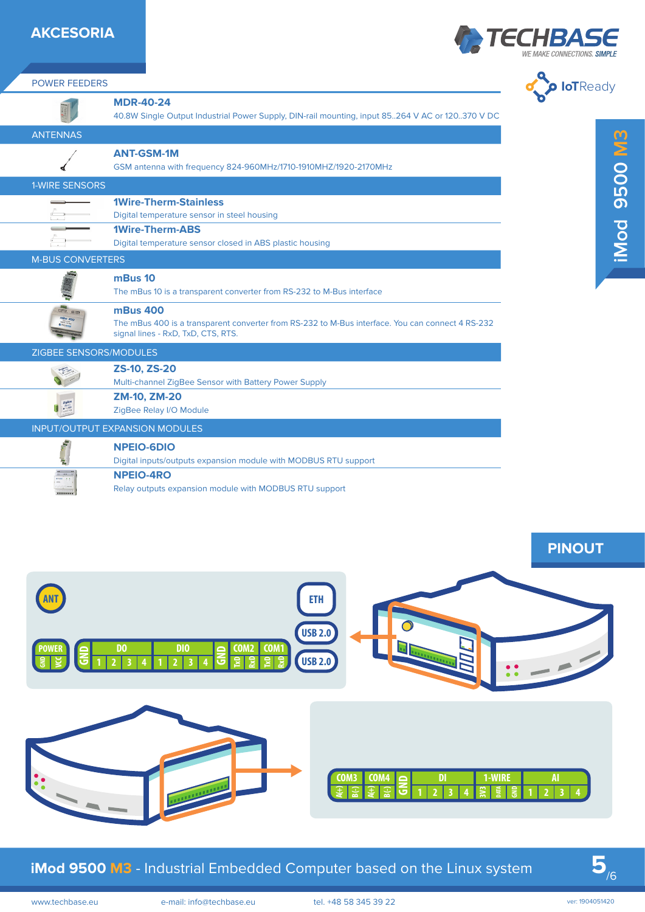# AKCESORIA

## POWER FEEDERS

**MDR-40-24**
40.8W Single Output Industrial Power Supply, DIN-rail mounting, input 85..264 V AC or 120..370 V DC

## ANTENNAS

**ANT-GSM-1M**
GSM antenna with frequency 824-960MHz/1710-1910MHZ/1920-2170MHz

## 1-WIRE SENSORS

**1Wire-Therm-Stainless**
Digital temperature sensor in steel housing

**1Wire-Therm-ABS**
Digital temperature sensor closed in ABS plastic housing

## M-BUS CONVERTERS

**mBus 10**
The mBus 10 is a transparent converter from RS-232 to M-Bus interface

**mBus 400**
The mBus 400 is a transparent converter from RS-232 to M-Bus interface. You can connect 4 RS-232 signal lines - RxD, TxD, CTS, RTS.

## ZIGBEE SENSORS/MODULES

**ZS-10, ZS-20**
Multi-channel ZigBee Sensor with Battery Power Supply

**ZM-10, ZM-20**
ZigBee Relay I/O Module

## INPUT/OUTPUT EXPANSION MODULES

**NPEIO-6DIO**
Digital inputs/outputs expansion module with MODBUS RTU support

**NPEIO-4RO**
Relay outputs expansion module with MODBUS RTU support

# PINOUT

ANT | ETH | USB 2.0 | USB 2.0

POWER: GND, VCC | GND | DO: 1, 2, 3, 4 | DIO: 1, 2, 3, 4 | GND | COM2: TxD, RxD | COM1: TxD, RxD

COM3: A(+), B(-) | COM4: A(+), B(-) | GND | DI: 1, 2, 3, 4 | 1-WIRE: 3V3, DATA, GND | AI: 1, 2, 3, 4

**iMod 9500 M3** - Industrial Embedded Computer based on the Linux system

www.techbase.eu e-mail: info@techbase.eu tel. +48 58 345 39 22 ver: 1904051420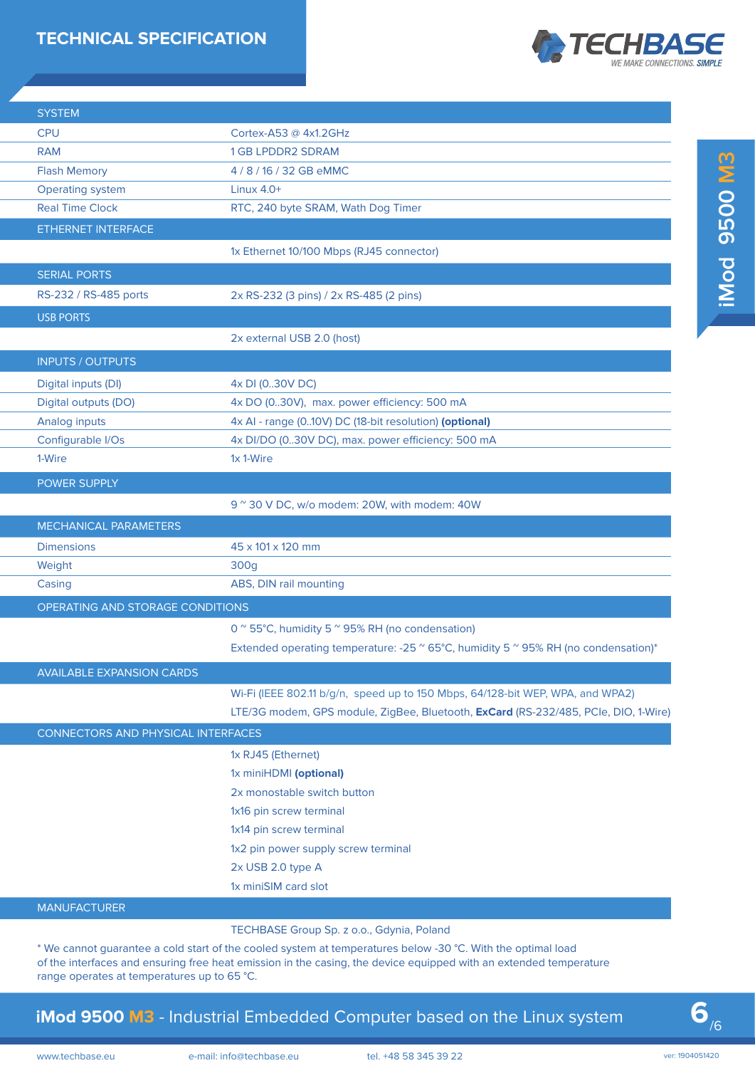# TECHNICAL SPECIFICATION

| | |
|---|---|
| **SYSTEM** | |
| CPU | Cortex-A53 @ 4x1.2GHz |
| RAM | 1 GB LPDDR2 SDRAM |
| Flash Memory | 4 / 8 / 16 / 32 GB eMMC |
| Operating system | Linux 4.0+ |
| Real Time Clock | RTC, 240 byte SRAM, Wath Dog Timer |
| **ETHERNET INTERFACE** | |
| | 1x Ethernet 10/100 Mbps (RJ45 connector) |
| **SERIAL PORTS** | |
| RS-232 / RS-485 ports | 2x RS-232 (3 pins) / 2x RS-485 (2 pins) |
| **USB PORTS** | |
| | 2x external USB 2.0 (host) |
| **INPUTS / OUTPUTS** | |
| Digital inputs (DI) | 4x DI (0..30V DC) |
| Digital outputs (DO) | 4x DO (0..30V), max. power efficiency: 500 mA |
| Analog inputs | 4x AI - range (0..10V) DC (18-bit resolution) **(optional)** |
| Configurable I/Os | 4x DI/DO (0..30V DC), max. power efficiency: 500 mA |
| 1-Wire | 1x 1-Wire |
| **POWER SUPPLY** | |
| | 9 ~ 30 V DC, w/o modem: 20W, with modem: 40W |
| **MECHANICAL PARAMETERS** | |
| Dimensions | 45 x 101 x 120 mm |
| Weight | 300g |
| Casing | ABS, DIN rail mounting |
| **OPERATING AND STORAGE CONDITIONS** | |
| | 0 ~ 55°C, humidity 5 ~ 95% RH (no condensation) |
| | Extended operating temperature: -25 ~ 65°C, humidity 5 ~ 95% RH (no condensation)* |
| **AVAILABLE EXPANSION CARDS** | |
| | Wi-Fi (IEEE 802.11 b/g/n, speed up to 150 Mbps, 64/128-bit WEP, WPA, and WPA2) |
| | LTE/3G modem, GPS module, ZigBee, Bluetooth, **ExCard** (RS-232/485, PCIe, DIO, 1-Wire) |
| **CONNECTORS AND PHYSICAL INTERFACES** | |
| | 1x RJ45 (Ethernet) |
| | 1x miniHDMI **(optional)** |
| | 2x monostable switch button |
| | 1x16 pin screw terminal |
| | 1x14 pin screw terminal |
| | 1x2 pin power supply screw terminal |
| | 2x USB 2.0 type A |
| | 1x miniSIM card slot |
| **MANUFACTURER** | |
| | TECHBASE Group Sp. z o.o., Gdynia, Poland |

* We cannot guarantee a cold start of the cooled system at temperatures below -30 °C. With the optimal load of the interfaces and ensuring free heat emission in the casing, the device equipped with an extended temperature range operates at temperatures up to 65 °C.